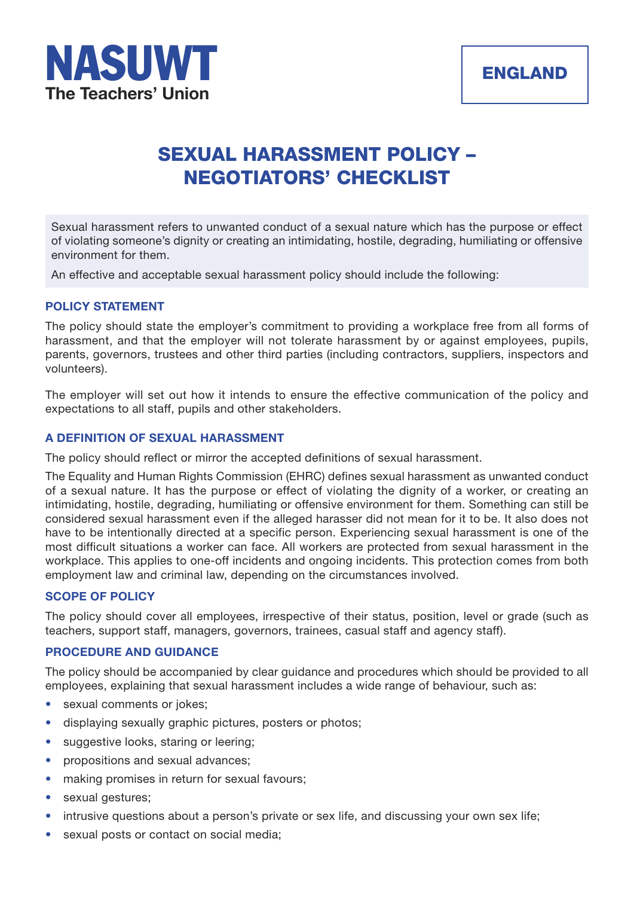**NASUWT**
**The Teachers' Union**

**ENGLAND**

# SEXUAL HARASSMENT POLICY – NEGOTIATORS' CHECKLIST

Sexual harassment refers to unwanted conduct of a sexual nature which has the purpose or effect of violating someone's dignity or creating an intimidating, hostile, degrading, humiliating or offensive environment for them.

An effective and acceptable sexual harassment policy should include the following:

## POLICY STATEMENT

The policy should state the employer's commitment to providing a workplace free from all forms of harassment, and that the employer will not tolerate harassment by or against employees, pupils, parents, governors, trustees and other third parties (including contractors, suppliers, inspectors and volunteers).

The employer will set out how it intends to ensure the effective communication of the policy and expectations to all staff, pupils and other stakeholders.

## A DEFINITION OF SEXUAL HARASSMENT

The policy should reflect or mirror the accepted definitions of sexual harassment.

The Equality and Human Rights Commission (EHRC) defines sexual harassment as unwanted conduct of a sexual nature. It has the purpose or effect of violating the dignity of a worker, or creating an intimidating, hostile, degrading, humiliating or offensive environment for them. Something can still be considered sexual harassment even if the alleged harasser did not mean for it to be. It also does not have to be intentionally directed at a specific person. Experiencing sexual harassment is one of the most difficult situations a worker can face. All workers are protected from sexual harassment in the workplace. This applies to one-off incidents and ongoing incidents. This protection comes from both employment law and criminal law, depending on the circumstances involved.

## SCOPE OF POLICY

The policy should cover all employees, irrespective of their status, position, level or grade (such as teachers, support staff, managers, governors, trainees, casual staff and agency staff).

## PROCEDURE AND GUIDANCE

The policy should be accompanied by clear guidance and procedures which should be provided to all employees, explaining that sexual harassment includes a wide range of behaviour, such as:

- sexual comments or jokes;
- displaying sexually graphic pictures, posters or photos;
- suggestive looks, staring or leering;
- propositions and sexual advances;
- making promises in return for sexual favours;
- sexual gestures;
- intrusive questions about a person's private or sex life, and discussing your own sex life;
- sexual posts or contact on social media;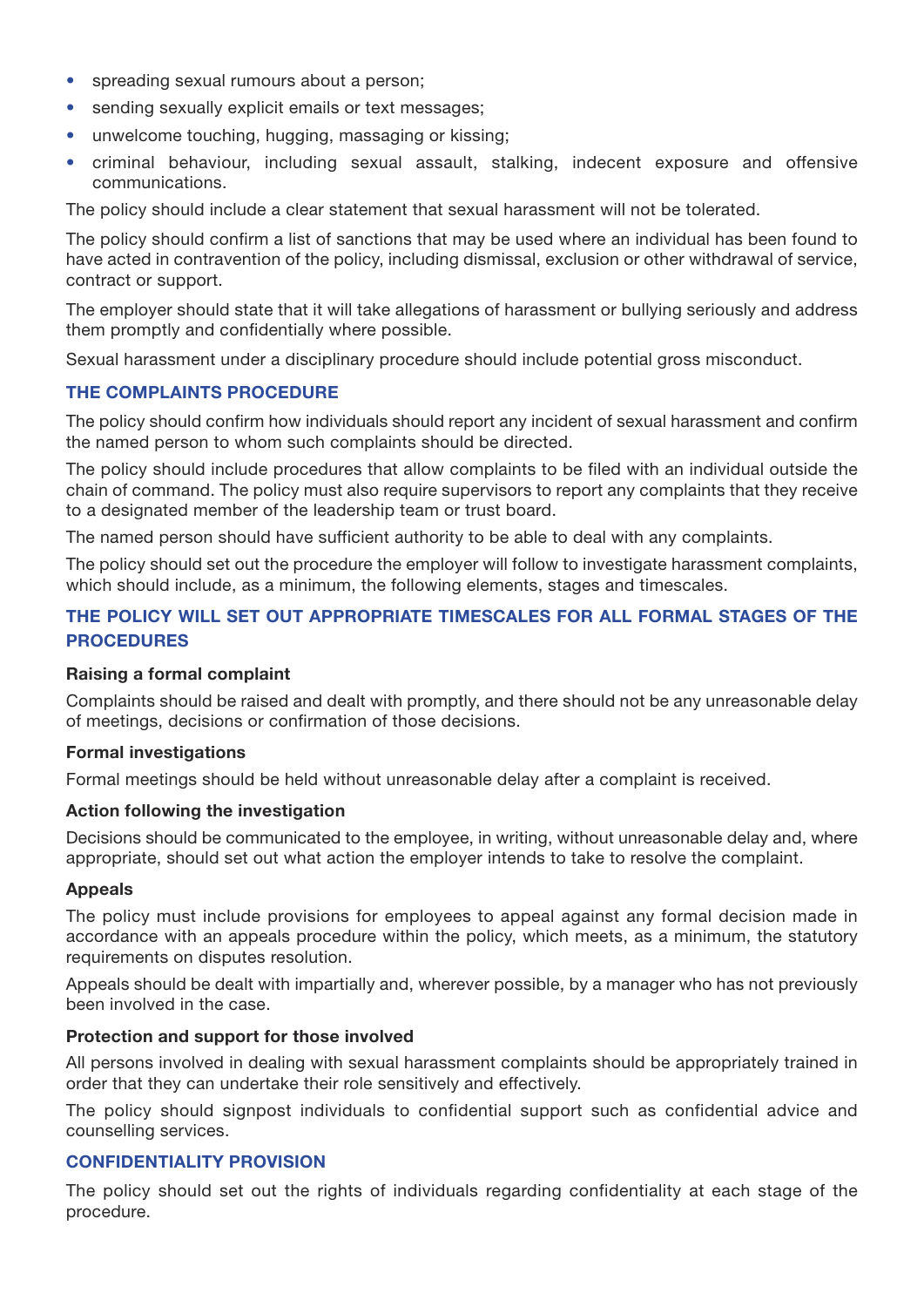- spreading sexual rumours about a person;
- sending sexually explicit emails or text messages;
- unwelcome touching, hugging, massaging or kissing;
- criminal behaviour, including sexual assault, stalking, indecent exposure and offensive communications.

The policy should include a clear statement that sexual harassment will not be tolerated.

The policy should confirm a list of sanctions that may be used where an individual has been found to have acted in contravention of the policy, including dismissal, exclusion or other withdrawal of service, contract or support.

The employer should state that it will take allegations of harassment or bullying seriously and address them promptly and confidentially where possible.

Sexual harassment under a disciplinary procedure should include potential gross misconduct.

## THE COMPLAINTS PROCEDURE

The policy should confirm how individuals should report any incident of sexual harassment and confirm the named person to whom such complaints should be directed.

The policy should include procedures that allow complaints to be filed with an individual outside the chain of command. The policy must also require supervisors to report any complaints that they receive to a designated member of the leadership team or trust board.

The named person should have sufficient authority to be able to deal with any complaints.

The policy should set out the procedure the employer will follow to investigate harassment complaints, which should include, as a minimum, the following elements, stages and timescales.

## THE POLICY WILL SET OUT APPROPRIATE TIMESCALES FOR ALL FORMAL STAGES OF THE PROCEDURES

### Raising a formal complaint

Complaints should be raised and dealt with promptly, and there should not be any unreasonable delay of meetings, decisions or confirmation of those decisions.

### Formal investigations

Formal meetings should be held without unreasonable delay after a complaint is received.

### Action following the investigation

Decisions should be communicated to the employee, in writing, without unreasonable delay and, where appropriate, should set out what action the employer intends to take to resolve the complaint.

### Appeals

The policy must include provisions for employees to appeal against any formal decision made in accordance with an appeals procedure within the policy, which meets, as a minimum, the statutory requirements on disputes resolution.

Appeals should be dealt with impartially and, wherever possible, by a manager who has not previously been involved in the case.

### Protection and support for those involved

All persons involved in dealing with sexual harassment complaints should be appropriately trained in order that they can undertake their role sensitively and effectively.

The policy should signpost individuals to confidential support such as confidential advice and counselling services.

## CONFIDENTIALITY PROVISION

The policy should set out the rights of individuals regarding confidentiality at each stage of the procedure.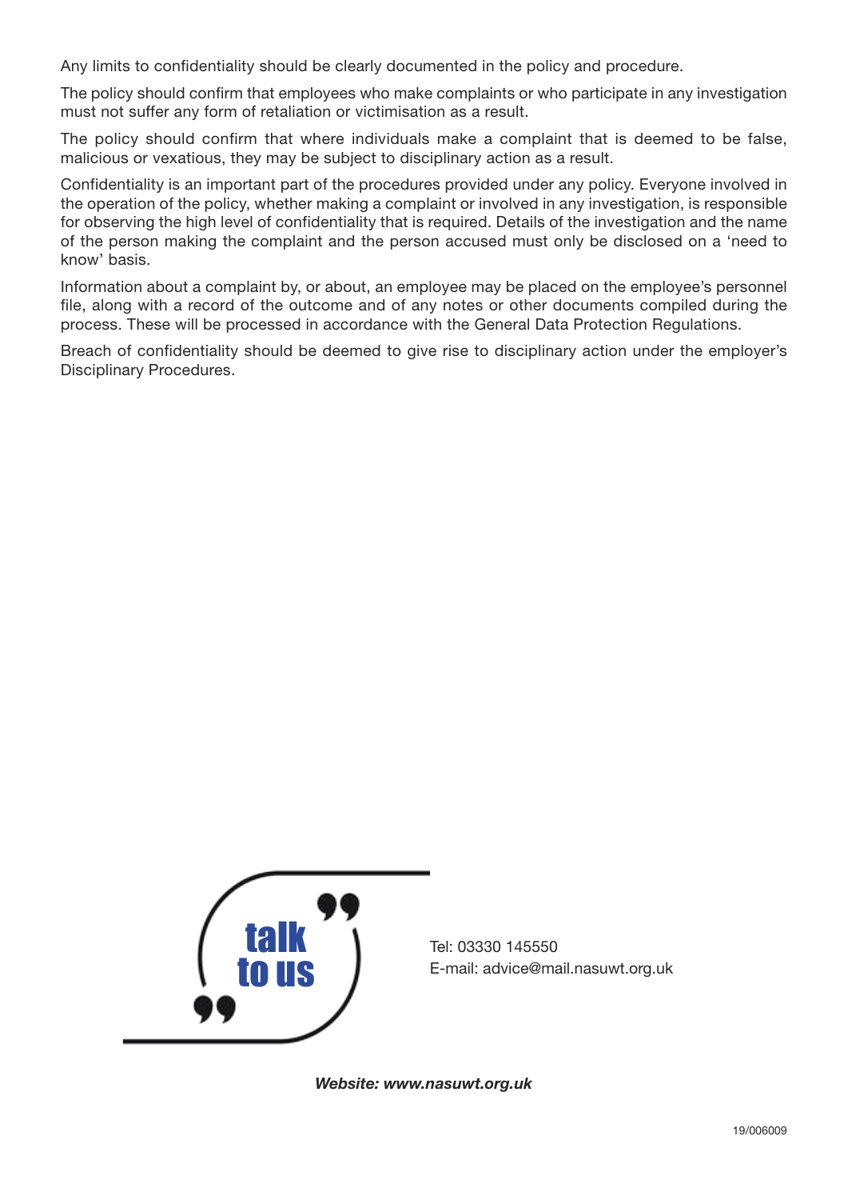Any limits to confidentiality should be clearly documented in the policy and procedure.

The policy should confirm that employees who make complaints or who participate in any investigation must not suffer any form of retaliation or victimisation as a result.

The policy should confirm that where individuals make a complaint that is deemed to be false, malicious or vexatious, they may be subject to disciplinary action as a result.

Confidentiality is an important part of the procedures provided under any policy. Everyone involved in the operation of the policy, whether making a complaint or involved in any investigation, is responsible for observing the high level of confidentiality that is required. Details of the investigation and the name of the person making the complaint and the person accused must only be disclosed on a 'need to know' basis.

Information about a complaint by, or about, an employee may be placed on the employee's personnel file, along with a record of the outcome and of any notes or other documents compiled during the process. These will be processed in accordance with the General Data Protection Regulations.

Breach of confidentiality should be deemed to give rise to disciplinary action under the employer's Disciplinary Procedures.

talk to us

Tel: 03330 145550
E-mail: advice@mail.nasuwt.org.uk

***Website: www.nasuwt.org.uk***

19/006009